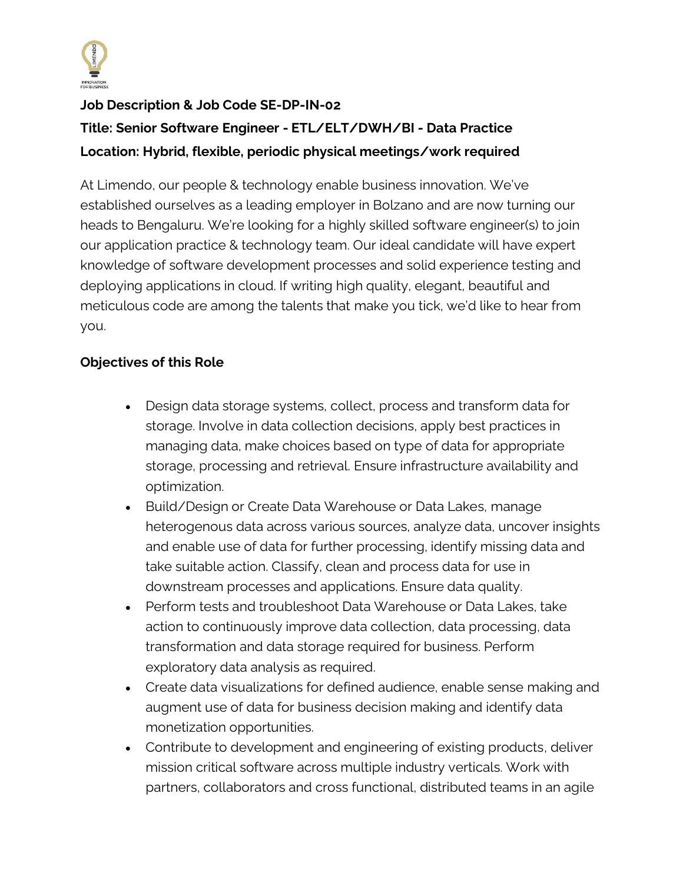**Job Description & Job Code SE-DP-IN-02**

**Title: Senior Software Engineer - ETL/ELT/DWH/BI - Data Practice**

**Location: Hybrid, flexible, periodic physical meetings/work required**

At Limendo, our people & technology enable business innovation. We've established ourselves as a leading employer in Bolzano and are now turning our heads to Bengaluru. We're looking for a highly skilled software engineer(s) to join our application practice & technology team. Our ideal candidate will have expert knowledge of software development processes and solid experience testing and deploying applications in cloud. If writing high quality, elegant, beautiful and meticulous code are among the talents that make you tick, we'd like to hear from you.

**Objectives of this Role**

- Design data storage systems, collect, process and transform data for storage. Involve in data collection decisions, apply best practices in managing data, make choices based on type of data for appropriate storage, processing and retrieval. Ensure infrastructure availability and optimization.
- Build/Design or Create Data Warehouse or Data Lakes, manage heterogenous data across various sources, analyze data, uncover insights and enable use of data for further processing, identify missing data and take suitable action. Classify, clean and process data for use in downstream processes and applications. Ensure data quality.
- Perform tests and troubleshoot Data Warehouse or Data Lakes, take action to continuously improve data collection, data processing, data transformation and data storage required for business. Perform exploratory data analysis as required.
- Create data visualizations for defined audience, enable sense making and augment use of data for business decision making and identify data monetization opportunities.
- Contribute to development and engineering of existing products, deliver mission critical software across multiple industry verticals. Work with partners, collaborators and cross functional, distributed teams in an agile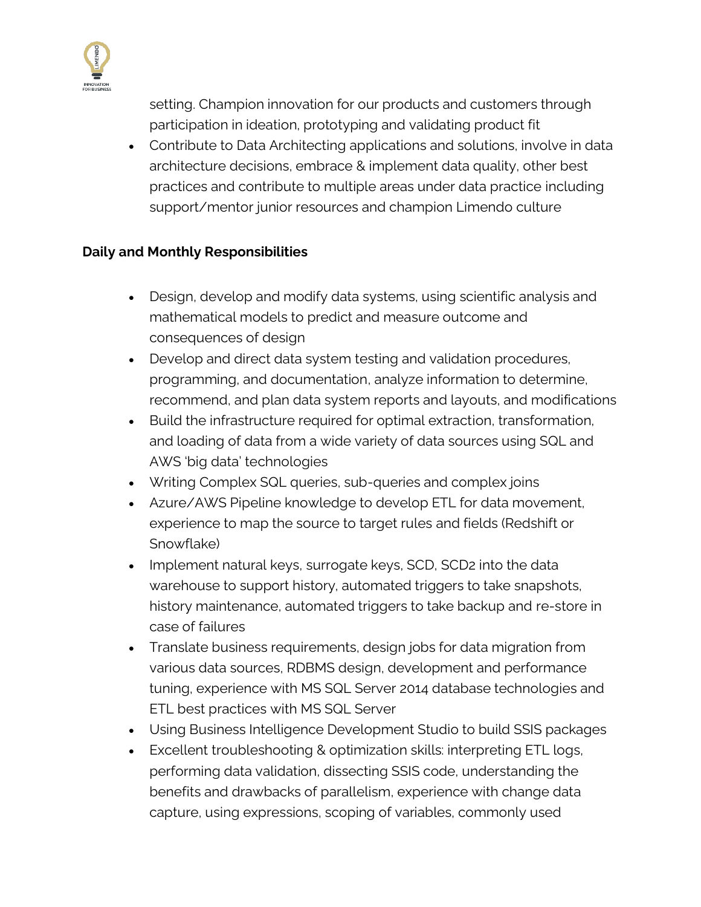setting. Champion innovation for our products and customers through participation in ideation, prototyping and validating product fit

- Contribute to Data Architecting applications and solutions, involve in data architecture decisions, embrace & implement data quality, other best practices and contribute to multiple areas under data practice including support/mentor junior resources and champion Limendo culture

**Daily and Monthly Responsibilities**

- Design, develop and modify data systems, using scientific analysis and mathematical models to predict and measure outcome and consequences of design
- Develop and direct data system testing and validation procedures, programming, and documentation, analyze information to determine, recommend, and plan data system reports and layouts, and modifications
- Build the infrastructure required for optimal extraction, transformation, and loading of data from a wide variety of data sources using SQL and AWS 'big data' technologies
- Writing Complex SQL queries, sub-queries and complex joins
- Azure/AWS Pipeline knowledge to develop ETL for data movement, experience to map the source to target rules and fields (Redshift or Snowflake)
- Implement natural keys, surrogate keys, SCD, SCD2 into the data warehouse to support history, automated triggers to take snapshots, history maintenance, automated triggers to take backup and re-store in case of failures
- Translate business requirements, design jobs for data migration from various data sources, RDBMS design, development and performance tuning, experience with MS SQL Server 2014 database technologies and ETL best practices with MS SQL Server
- Using Business Intelligence Development Studio to build SSIS packages
- Excellent troubleshooting & optimization skills: interpreting ETL logs, performing data validation, dissecting SSIS code, understanding the benefits and drawbacks of parallelism, experience with change data capture, using expressions, scoping of variables, commonly used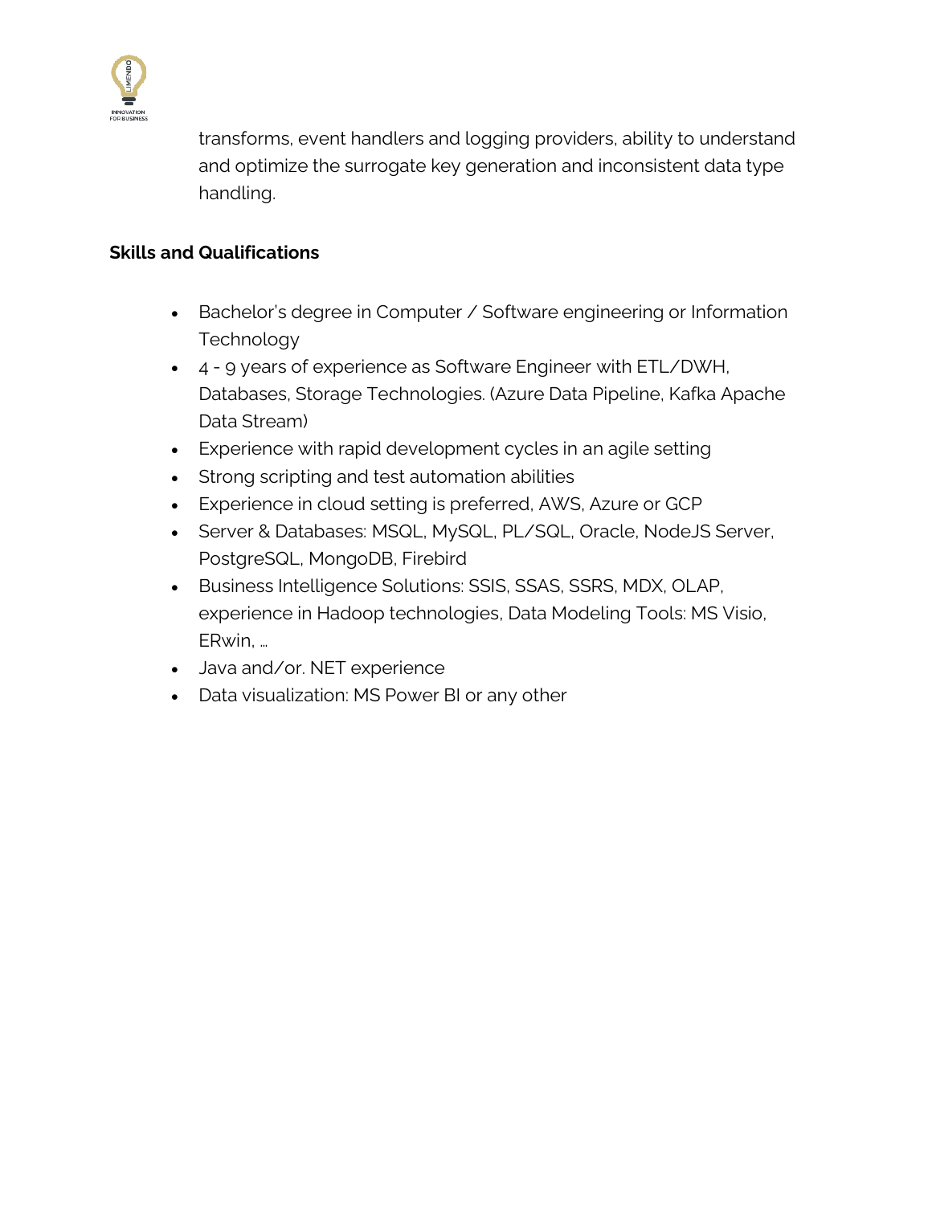transforms, event handlers and logging providers, ability to understand and optimize the surrogate key generation and inconsistent data type handling.

**Skills and Qualifications**

- Bachelor's degree in Computer / Software engineering or Information Technology
- 4 - 9 years of experience as Software Engineer with ETL/DWH, Databases, Storage Technologies. (Azure Data Pipeline, Kafka Apache Data Stream)
- Experience with rapid development cycles in an agile setting
- Strong scripting and test automation abilities
- Experience in cloud setting is preferred, AWS, Azure or GCP
- Server & Databases: MSQL, MySQL, PL/SQL, Oracle, NodeJS Server, PostgreSQL, MongoDB, Firebird
- Business Intelligence Solutions: SSIS, SSAS, SSRS, MDX, OLAP, experience in Hadoop technologies, Data Modeling Tools: MS Visio, ERwin, …
- Java and/or. NET experience
- Data visualization: MS Power BI or any other